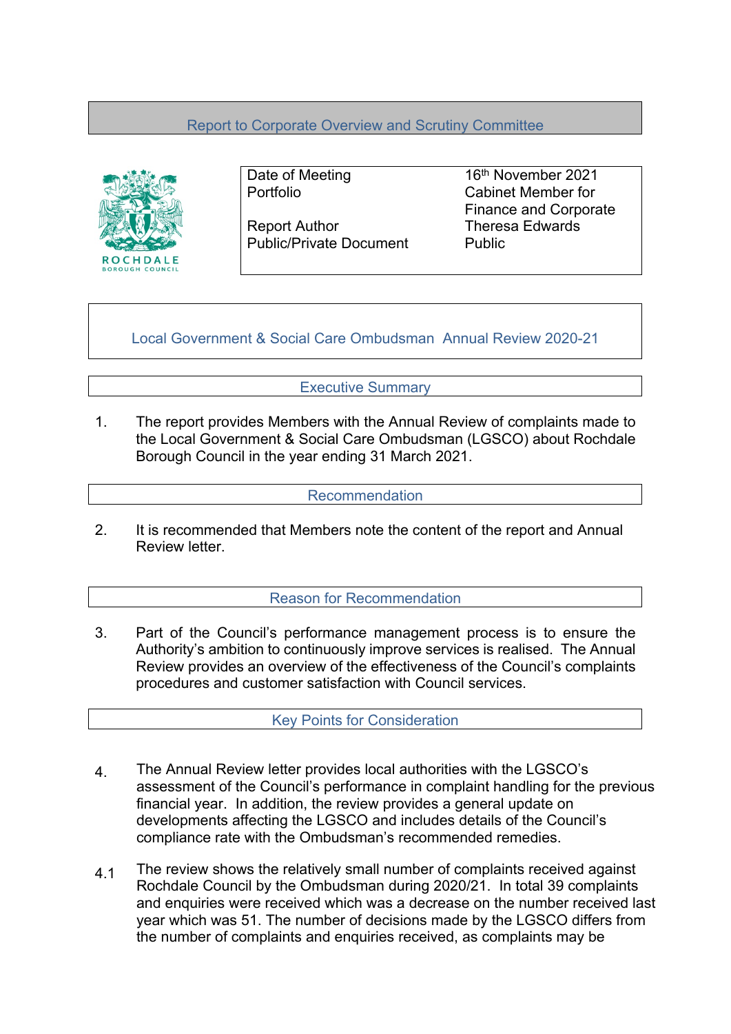## Report to Corporate Overview and Scrutiny Committee

| | |
|---|---|
| Date of Meeting | 16th November 2021 |
| Portfolio | Cabinet Member for Finance and Corporate |
| Report Author | Theresa Edwards |
| Public/Private Document | Public |

# Local Government & Social Care Ombudsman Annual Review 2020-21

## Executive Summary

1. The report provides Members with the Annual Review of complaints made to the Local Government & Social Care Ombudsman (LGSCO) about Rochdale Borough Council in the year ending 31 March 2021.

## Recommendation

2. It is recommended that Members note the content of the report and Annual Review letter.

## Reason for Recommendation

3. Part of the Council's performance management process is to ensure the Authority's ambition to continuously improve services is realised. The Annual Review provides an overview of the effectiveness of the Council's complaints procedures and customer satisfaction with Council services.

## Key Points for Consideration

4. The Annual Review letter provides local authorities with the LGSCO's assessment of the Council's performance in complaint handling for the previous financial year. In addition, the review provides a general update on developments affecting the LGSCO and includes details of the Council's compliance rate with the Ombudsman's recommended remedies.

4.1 The review shows the relatively small number of complaints received against Rochdale Council by the Ombudsman during 2020/21. In total 39 complaints and enquiries were received which was a decrease on the number received last year which was 51. The number of decisions made by the LGSCO differs from the number of complaints and enquiries received, as complaints may be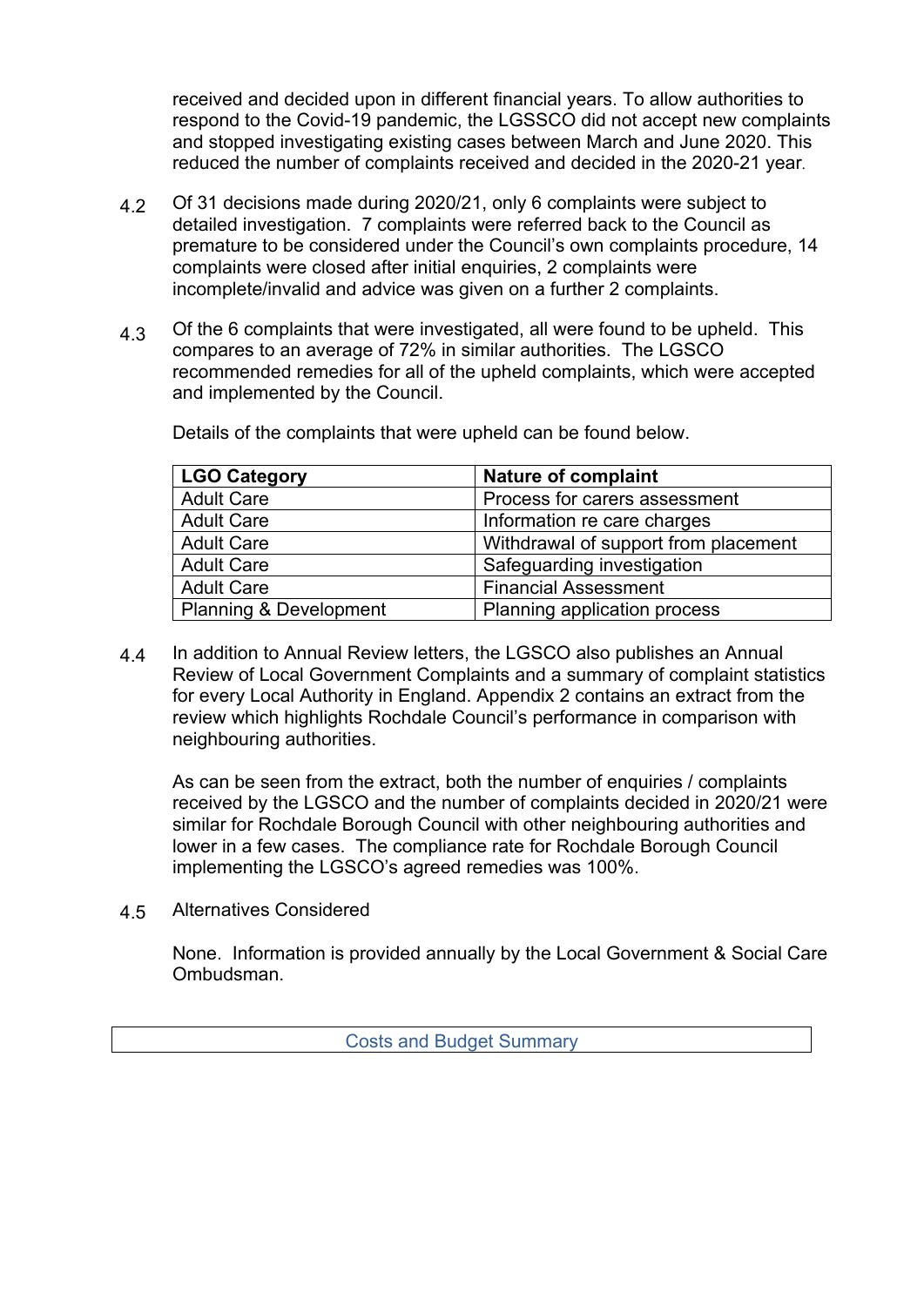received and decided upon in different financial years. To allow authorities to respond to the Covid-19 pandemic, the LGSSCO did not accept new complaints and stopped investigating existing cases between March and June 2020. This reduced the number of complaints received and decided in the 2020-21 year.

4.2 Of 31 decisions made during 2020/21, only 6 complaints were subject to detailed investigation. 7 complaints were referred back to the Council as premature to be considered under the Council's own complaints procedure, 14 complaints were closed after initial enquiries, 2 complaints were incomplete/invalid and advice was given on a further 2 complaints.

4.3 Of the 6 complaints that were investigated, all were found to be upheld. This compares to an average of 72% in similar authorities. The LGSCO recommended remedies for all of the upheld complaints, which were accepted and implemented by the Council.

Details of the complaints that were upheld can be found below.

| LGO Category | Nature of complaint |
| --- | --- |
| Adult Care | Process for carers assessment |
| Adult Care | Information re care charges |
| Adult Care | Withdrawal of support from placement |
| Adult Care | Safeguarding investigation |
| Adult Care | Financial Assessment |
| Planning & Development | Planning application process |

4.4 In addition to Annual Review letters, the LGSCO also publishes an Annual Review of Local Government Complaints and a summary of complaint statistics for every Local Authority in England. Appendix 2 contains an extract from the review which highlights Rochdale Council's performance in comparison with neighbouring authorities.

As can be seen from the extract, both the number of enquiries / complaints received by the LGSCO and the number of complaints decided in 2020/21 were similar for Rochdale Borough Council with other neighbouring authorities and lower in a few cases. The compliance rate for Rochdale Borough Council implementing the LGSCO's agreed remedies was 100%.

4.5 Alternatives Considered

None. Information is provided annually by the Local Government & Social Care Ombudsman.

## Costs and Budget Summary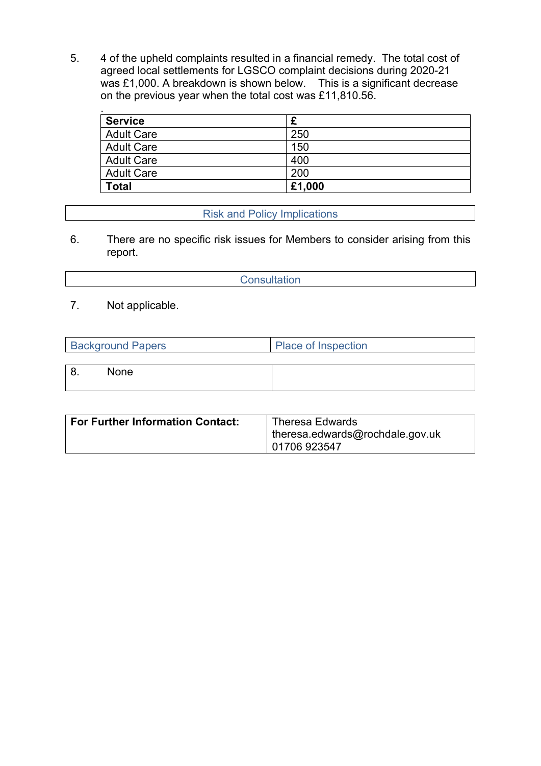5. 4 of the upheld complaints resulted in a financial remedy. The total cost of agreed local settlements for LGSCO complaint decisions during 2020-21 was £1,000. A breakdown is shown below. This is a significant decrease on the previous year when the total cost was £11,810.56.

| **Service** | **£** |
|---|---|
| Adult Care | 250 |
| Adult Care | 150 |
| Adult Care | 400 |
| Adult Care | 200 |
| **Total** | **£1,000** |

## Risk and Policy Implications

6. There are no specific risk issues for Members to consider arising from this report.

## Consultation

7. Not applicable.

| Background Papers | Place of Inspection |
|---|---|
| 8. None | |

| | |
|---|---|
| **For Further Information Contact:** | Theresa Edwards<br>theresa.edwards@rochdale.gov.uk<br>01706 923547 |